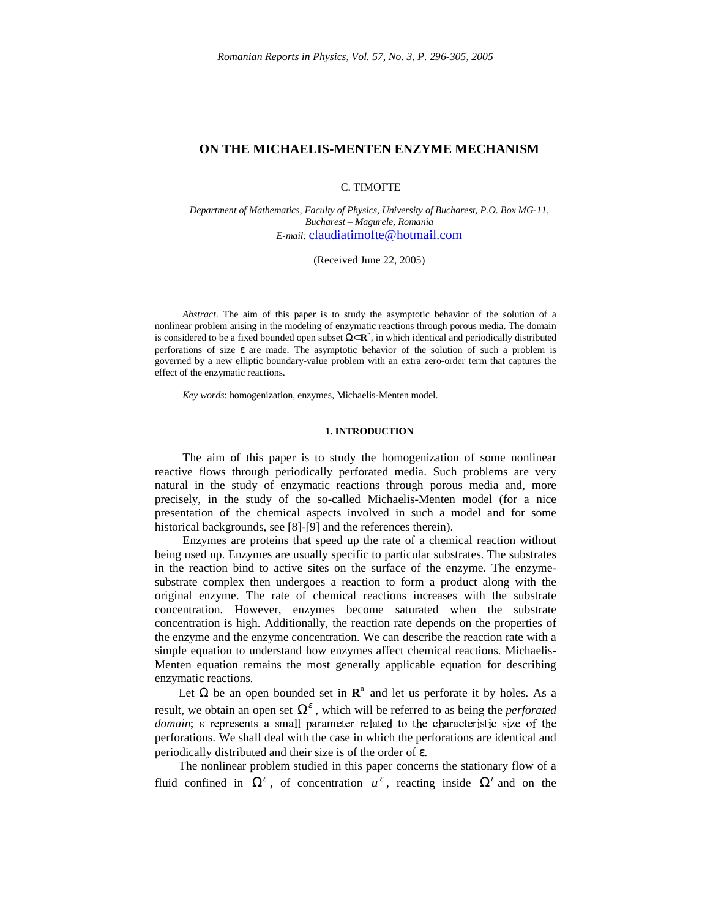# ON THE MICHAELIS-MENTEN ENZYME MECHANISM

C. TIMOFTE

*Department of Mathematics, Faculty of Physics, University of Bucharest, P.O. Box MG-11, Bucharest – Magurele, Romania*
*E-mail:* claudiatimofte@hotmail.com

(Received June 22, 2005)

*Abstract*. The aim of this paper is to study the asymptotic behavior of the solution of a nonlinear problem arising in the modeling of enzymatic reactions through porous media. The domain is considered to be a fixed bounded open subset $\Omega \subset \mathbf{R}^n$, in which identical and periodically distributed perforations of size $\varepsilon$ are made. The asymptotic behavior of the solution of such a problem is governed by a new elliptic boundary-value problem with an extra zero-order term that captures the effect of the enzymatic reactions.

*Key words*: homogenization, enzymes, Michaelis-Menten model.

## 1. INTRODUCTION

The aim of this paper is to study the homogenization of some nonlinear reactive flows through periodically perforated media. Such problems are very natural in the study of enzymatic reactions through porous media and, more precisely, in the study of the so-called Michaelis-Menten model (for a nice presentation of the chemical aspects involved in such a model and for some historical backgrounds, see [8]-[9] and the references therein).

Enzymes are proteins that speed up the rate of a chemical reaction without being used up. Enzymes are usually specific to particular substrates. The substrates in the reaction bind to active sites on the surface of the enzyme. The enzyme-substrate complex then undergoes a reaction to form a product along with the original enzyme. The rate of chemical reactions increases with the substrate concentration. However, enzymes become saturated when the substrate concentration is high. Additionally, the reaction rate depends on the properties of the enzyme and the enzyme concentration. We can describe the reaction rate with a simple equation to understand how enzymes affect chemical reactions. Michaelis-Menten equation remains the most generally applicable equation for describing enzymatic reactions.

Let $\Omega$ be an open bounded set in $\mathbf{R}^n$ and let us perforate it by holes. As a result, we obtain an open set $\Omega^\varepsilon$, which will be referred to as being the *perforated domain*; $\varepsilon$ represents a small parameter related to the characteristic size of the perforations. We shall deal with the case in which the perforations are identical and periodically distributed and their size is of the order of $\varepsilon$.

The nonlinear problem studied in this paper concerns the stationary flow of a fluid confined in $\Omega^\varepsilon$, of concentration $u^\varepsilon$, reacting inside $\Omega^\varepsilon$ and on the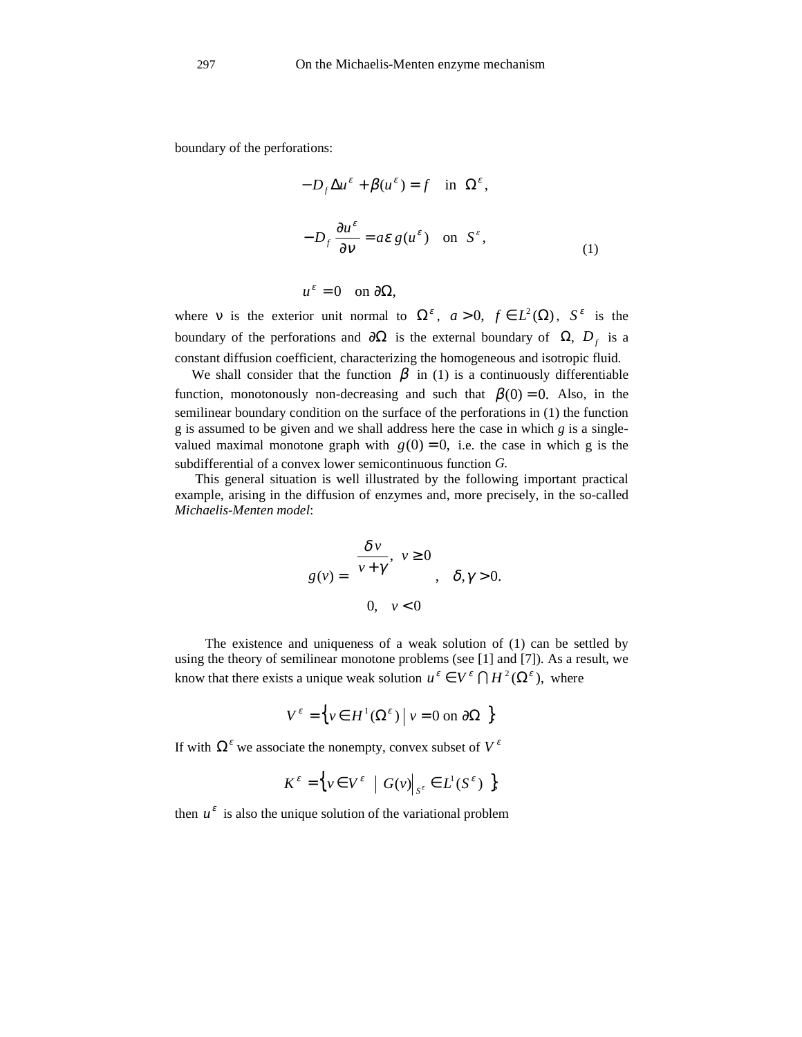boundary of the perforations:

$$
\begin{aligned}
&-D_f \Delta u^\varepsilon + \beta(u^\varepsilon) = f \quad \text{in } \Omega^\varepsilon, \\
&-D_f \frac{\partial u^\varepsilon}{\partial \nu} = a\varepsilon\, g(u^\varepsilon) \quad \text{on } S^\varepsilon, \\
&u^\varepsilon = 0 \quad \text{on } \partial\Omega,
\end{aligned}
\tag{1}
$$

where $\nu$ is the exterior unit normal to $\Omega^\varepsilon$, $a > 0$, $f \in L^2(\Omega)$, $S^\varepsilon$ is the boundary of the perforations and $\partial\Omega$ is the external boundary of $\Omega$, $D_f$ is a constant diffusion coefficient, characterizing the homogeneous and isotropic fluid.

We shall consider that the function $\beta$ in (1) is a continuously differentiable function, monotonously non-decreasing and such that $\beta(0) = 0$. Also, in the semilinear boundary condition on the surface of the perforations in (1) the function g is assumed to be given and we shall address here the case in which *g* is a single-valued maximal monotone graph with $g(0) = 0$, i.e. the case in which g is the subdifferential of a convex lower semicontinuous function *G*.

This general situation is well illustrated by the following important practical example, arising in the diffusion of enzymes and, more precisely, in the so-called *Michaelis-Menten model*:

$$
g(v) = \begin{cases} \dfrac{\delta v}{v + \gamma}, & v \geq 0 \\ 0, & v < 0 \end{cases}, \quad \delta, \gamma > 0.
$$

The existence and uniqueness of a weak solution of (1) can be settled by using the theory of semilinear monotone problems (see [1] and [7]). As a result, we know that there exists a unique weak solution $u^\varepsilon \in V^\varepsilon \cap H^2(\Omega^\varepsilon)$, where

$$
V^\varepsilon = \left\{ v \in H^1(\Omega^\varepsilon) \mid v = 0 \text{ on } \partial\Omega \right\}
$$

If with $\Omega^\varepsilon$ we associate the nonempty, convex subset of $V^\varepsilon$

$$
K^\varepsilon = \left\{ v \in V^\varepsilon \mid G(v)\big|_{S^\varepsilon} \in L^1(S^\varepsilon) \right\},
$$

then $u^\varepsilon$ is also the unique solution of the variational problem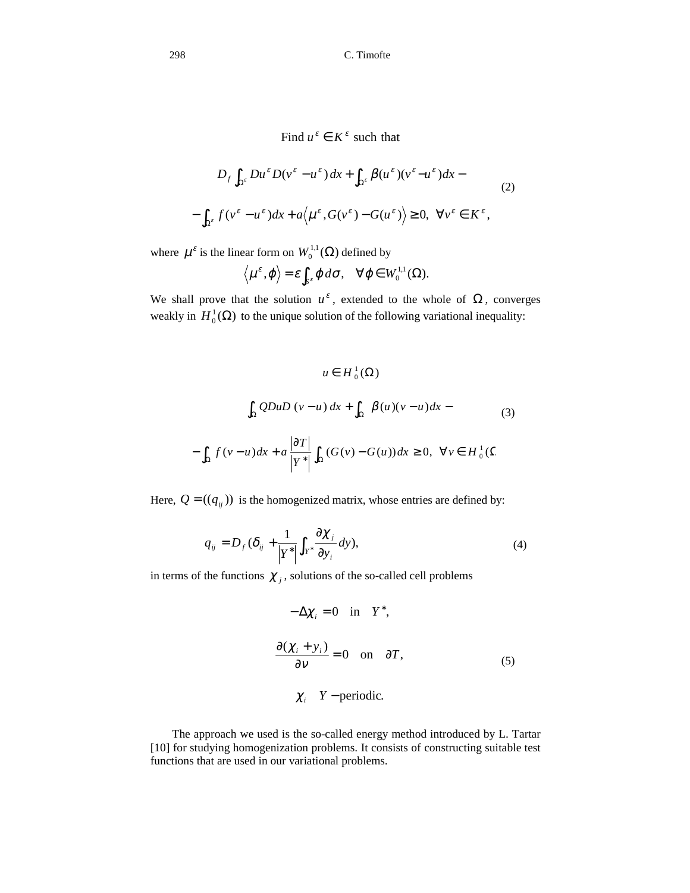Find $u^\varepsilon \in K^\varepsilon$ such that

$$
\begin{aligned}
&D_f \int_{\Omega^\varepsilon} Du^\varepsilon D(v^\varepsilon - u^\varepsilon)\, dx + \int_{\Omega^\varepsilon} \beta(u^\varepsilon)(v^\varepsilon - u^\varepsilon) dx - \\
&- \int_{\Omega^\varepsilon} f(v^\varepsilon - u^\varepsilon) dx + a\left\langle \mu^\varepsilon, G(v^\varepsilon) - G(u^\varepsilon)\right\rangle \geq 0, \ \ \forall v^\varepsilon \in K^\varepsilon,
\end{aligned} \tag{2}
$$

where $\mu^\varepsilon$ is the linear form on $W_0^{1,1}(\Omega)$ defined by

$$
\left\langle \mu^\varepsilon, \varphi \right\rangle = \varepsilon \int_{S^\varepsilon} \varphi \, d\sigma, \quad \forall \varphi \in W_0^{1,1}(\Omega).
$$

We shall prove that the solution $u^\varepsilon$, extended to the whole of $\Omega$, converges weakly in $H_0^1(\Omega)$ to the unique solution of the following variational inequality:

$$
\begin{aligned}
&u \in H_0^1(\Omega) \\
&\int_\Omega QDuD\,(v-u)\, dx + \int_\Omega \beta(u)(v-u) dx - \\
&- \int_\Omega f\,(v-u) dx + a\,\frac{|\partial T|}{|Y^*|} \int_\Omega (G(v) - G(u))\, dx \geq 0, \ \ \forall v \in H_0^1(\Omega)
\end{aligned} \tag{3}
$$

Here, $Q = ((q_{ij}))$ is the homogenized matrix, whose entries are defined by:

$$
q_{ij} = D_f\,(\delta_{ij} + \frac{1}{|Y^*|} \int_{Y^*} \frac{\partial \chi_j}{\partial y_i} dy), \tag{4}
$$

in terms of the functions $\chi_j$, solutions of the so-called cell problems

$$
\begin{aligned}
&-\Delta \chi_i = 0 \quad \text{in} \quad Y^*, \\
&\frac{\partial(\chi_i + y_i)}{\partial \nu} = 0 \quad \text{on} \quad \partial T, \\
&\chi_i \quad Y-\text{periodic.}
\end{aligned} \tag{5}
$$

The approach we used is the so-called energy method introduced by L. Tartar [10] for studying homogenization problems. It consists of constructing suitable test functions that are used in our variational problems.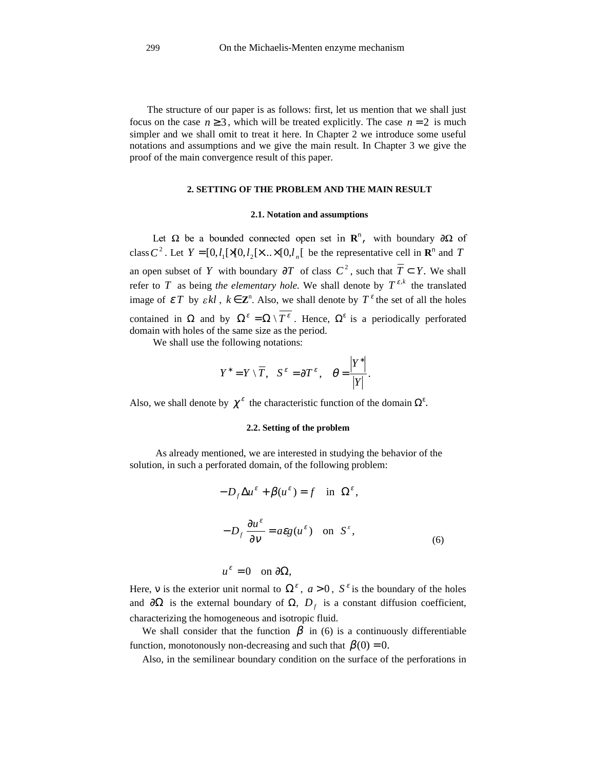The structure of our paper is as follows: first, let us mention that we shall just focus on the case $n \geq 3$, which will be treated explicitly. The case $n = 2$ is much simpler and we shall omit to treat it here. In Chapter 2 we introduce some useful notations and assumptions and we give the main result. In Chapter 3 we give the proof of the main convergence result of this paper.

## 2. SETTING OF THE PROBLEM AND THE MAIN RESULT

### 2.1. Notation and assumptions

Let $\Omega$ be a bounded connected open set in $\mathbf{R}^n$, with boundary $\partial\Omega$ of class $C^2$. Let $Y = [0, l_1[\times[0, l_2[\times \ldots \times[0, l_n[$ be the representative cell in $\mathbf{R}^n$ and $T$ an open subset of $Y$ with boundary $\partial T$ of class $C^2$, such that $\overline{T} \subset Y$. We shall refer to $T$ as being *the elementary hole.* We shall denote by $T^{\varepsilon,k}$ the translated image of $\varepsilon T$ by $\varepsilon kl$, $k \in \mathbf{Z}^n$. Also, we shall denote by $T^{\varepsilon}$ the set of all the holes contained in $\Omega$ and by $\Omega^{\varepsilon} = \Omega \setminus \overline{T^{\varepsilon}}$. Hence, $\Omega^{\varepsilon}$ is a periodically perforated domain with holes of the same size as the period.

We shall use the following notations:

$$Y^* = Y \setminus \overline{T}, \quad S^{\varepsilon} = \partial T^{\varepsilon}, \quad \theta = \frac{|Y^*|}{|Y|}.$$

Also, we shall denote by $\chi^{\varepsilon}$ the characteristic function of the domain $\Omega^{\varepsilon}$.

### 2.2. Setting of the problem

As already mentioned, we are interested in studying the behavior of the solution, in such a perforated domain, of the following problem:

$$\begin{aligned} &-D_f \Delta u^{\varepsilon} + \beta(u^{\varepsilon}) = f \quad \text{in } \Omega^{\varepsilon}, \\ &-D_f \frac{\partial u^{\varepsilon}}{\partial \nu} = a\varepsilon g(u^{\varepsilon}) \quad \text{on } S^{\varepsilon}, \\ &u^{\varepsilon} = 0 \quad \text{on } \partial\Omega, \end{aligned} \tag{6}$$

Here, $\nu$ is the exterior unit normal to $\Omega^{\varepsilon}$, $a > 0$, $S^{\varepsilon}$ is the boundary of the holes and $\partial\Omega$ is the external boundary of $\Omega$, $D_f$ is a constant diffusion coefficient, characterizing the homogeneous and isotropic fluid.

We shall consider that the function $\beta$ in (6) is a continuously differentiable function, monotonously non-decreasing and such that $\beta(0) = 0$.

Also, in the semilinear boundary condition on the surface of the perforations in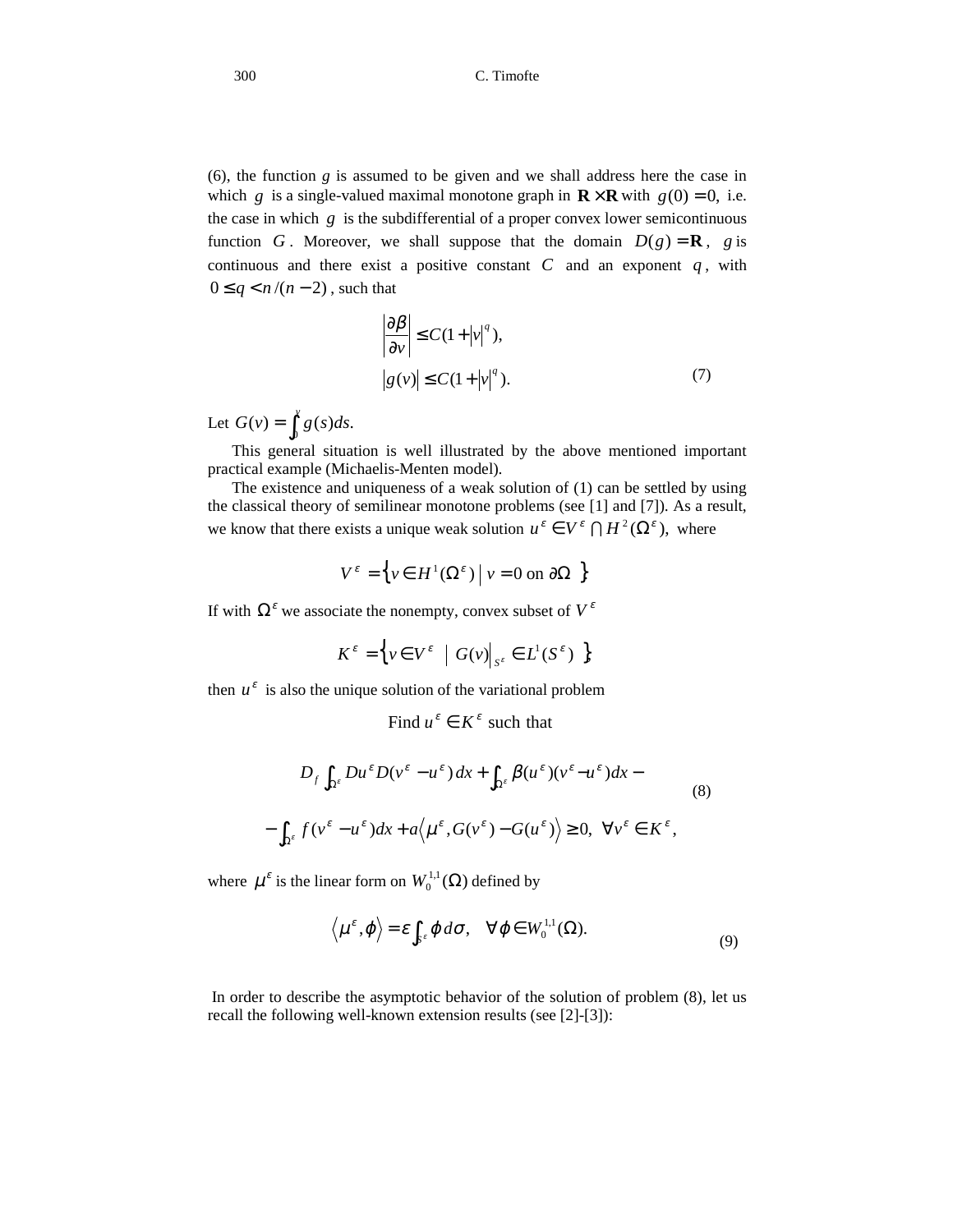(6), the function $g$ is assumed to be given and we shall address here the case in which $g$ is a single-valued maximal monotone graph in $\mathbf{R}\times\mathbf{R}$ with $g(0)=0$, i.e. the case in which $g$ is the subdifferential of a proper convex lower semicontinuous function $G$. Moreover, we shall suppose that the domain $D(g)=\mathbf{R}$, $g$ is continuous and there exist a positive constant $C$ and an exponent $q$, with $0\le q<n/(n-2)$, such that

$$
\begin{aligned}
&\left|\frac{\partial\beta}{\partial v}\right|\le C(1+|v|^{q}),\\
&|g(v)|\le C(1+|v|^{q}).
\end{aligned}
\tag{7}
$$

Let $G(v)=\int_0^v g(s)ds.$

This general situation is well illustrated by the above mentioned important practical example (Michaelis-Menten model).

The existence and uniqueness of a weak solution of (1) can be settled by using the classical theory of semilinear monotone problems (see [1] and [7]). As a result, we know that there exists a unique weak solution $u^{\varepsilon}\in V^{\varepsilon}\cap H^{2}(\Omega^{\varepsilon})$, where

$$
V^{\varepsilon}=\left\{v\in H^{1}(\Omega^{\varepsilon})\mid v=0 \text{ on } \partial\Omega\right\}
$$

If with $\Omega^{\varepsilon}$ we associate the nonempty, convex subset of $V^{\varepsilon}$

$$
K^{\varepsilon}=\left\{v\in V^{\varepsilon}\mid G(v)\big|_{S^{\varepsilon}}\in L^{1}(S^{\varepsilon})\right\},
$$

then $u^{\varepsilon}$ is also the unique solution of the variational problem

$$
\text{Find } u^{\varepsilon}\in K^{\varepsilon} \text{ such that}
$$

$$
\begin{aligned}
&D_f\int_{\Omega^{\varepsilon}}Du^{\varepsilon}D(v^{\varepsilon}-u^{\varepsilon})\,dx+\int_{\Omega^{\varepsilon}}\beta(u^{\varepsilon})(v^{\varepsilon}-u^{\varepsilon})dx-\\
&-\int_{\Omega^{\varepsilon}}f(v^{\varepsilon}-u^{\varepsilon})dx+a\left\langle\mu^{\varepsilon},G(v^{\varepsilon})-G(u^{\varepsilon})\right\rangle\ge 0,\ \ \forall v^{\varepsilon}\in K^{\varepsilon},
\end{aligned}
\tag{8}
$$

where $\mu^{\varepsilon}$ is the linear form on $W_0^{1,1}(\Omega)$ defined by

$$
\left\langle\mu^{\varepsilon},\varphi\right\rangle=\varepsilon\int_{S^{\varepsilon}}\varphi\,d\sigma,\quad\forall\varphi\in W_0^{1,1}(\Omega).
\tag{9}
$$

In order to describe the asymptotic behavior of the solution of problem (8), let us recall the following well-known extension results (see [2]-[3]):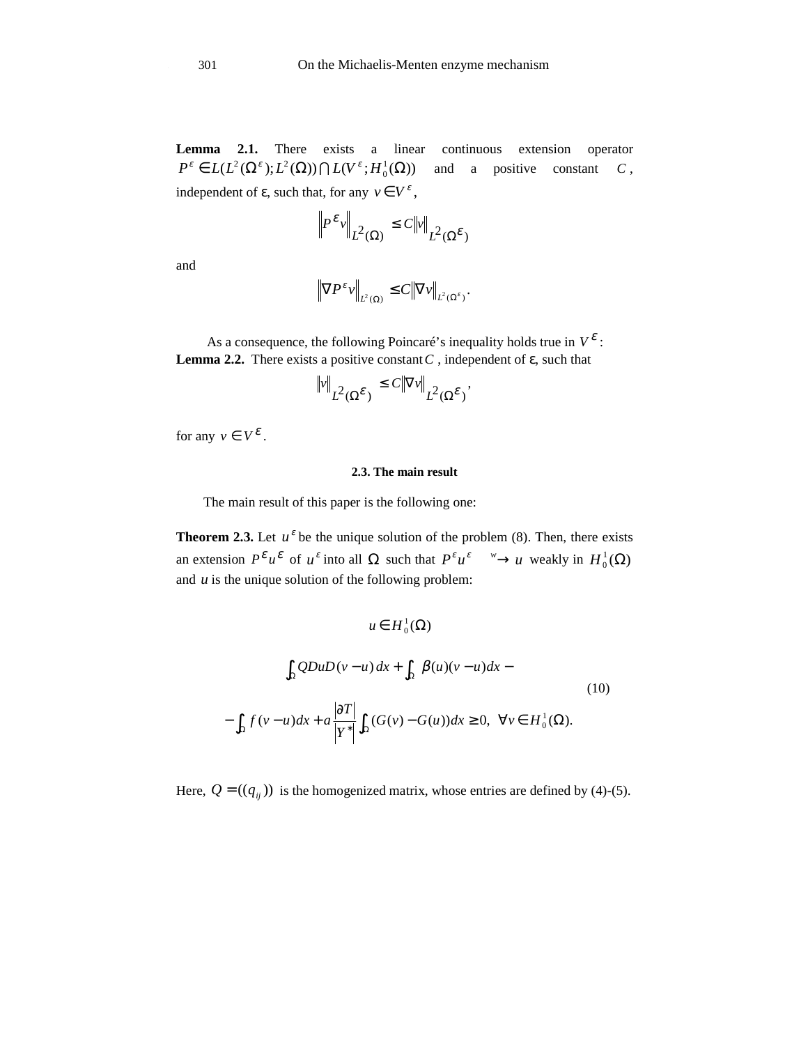**Lemma 2.1.** There exists a linear continuous extension operator $P^\varepsilon \in L(L^2(\Omega^\varepsilon); L^2(\Omega)) \bigcap L(V^\varepsilon; H_0^1(\Omega))$ and a positive constant $C$, independent of ε, such that, for any $v \in V^\varepsilon$,

$$\left\| P^\varepsilon v \right\|_{L^2(\Omega)} \leq C \|v\|_{L^2(\Omega^\varepsilon)}$$

and

$$\left\| \nabla P^\varepsilon v \right\|_{L^2(\Omega)} \leq C \|\nabla v\|_{L^2(\Omega^\varepsilon)}.$$

As a consequence, the following Poincaré's inequality holds true in $V^\varepsilon$:

**Lemma 2.2.** There exists a positive constant $C$, independent of ε, such that

$$\|v\|_{L^2(\Omega^\varepsilon)} \leq C \|\nabla v\|_{L^2(\Omega^\varepsilon)},$$

for any $v \in V^\varepsilon$.

### 2.3. The main result

The main result of this paper is the following one:

**Theorem 2.3.** Let $u^\varepsilon$ be the unique solution of the problem (8). Then, there exists an extension $P^\varepsilon u^\varepsilon$ of $u^\varepsilon$ into all $\Omega$ such that $P^\varepsilon u^\varepsilon \xrightarrow{w} u$ weakly in $H_0^1(\Omega)$ and $u$ is the unique solution of the following problem:

$$u \in H_0^1(\Omega)$$

$$\begin{aligned} &\int_\Omega QDuD(v-u)\,dx + \int_\Omega \beta(u)(v-u)dx - \\ &- \int_\Omega f(v-u)dx + a\frac{|\partial T|}{|Y^*|}\int_\Omega (G(v)-G(u))dx \geq 0, \ \ \forall v \in H_0^1(\Omega). \end{aligned} \tag{10}$$

Here, $Q = ((q_{ij}))$ is the homogenized matrix, whose entries are defined by (4)-(5).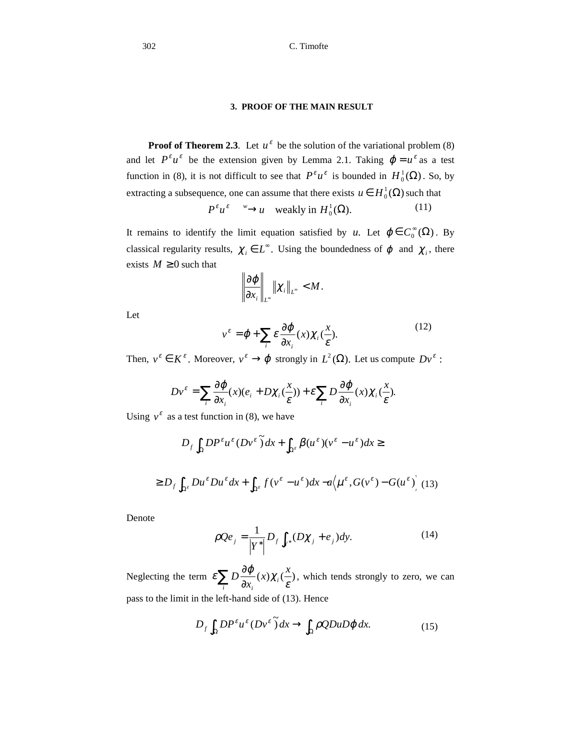### 3. PROOF OF THE MAIN RESULT

**Proof of Theorem 2.3**. Let $u^\varepsilon$ be the solution of the variational problem (8) and let $P^\varepsilon u^\varepsilon$ be the extension given by Lemma 2.1. Taking $\varphi = u^\varepsilon$ as a test function in (8), it is not difficult to see that $P^\varepsilon u^\varepsilon$ is bounded in $H_0^1(\Omega)$. So, by extracting a subsequence, one can assume that there exists $u \in H_0^1(\Omega)$ such that

$$P^\varepsilon u^\varepsilon \overset{w}{\rightarrow} u \quad \text{weakly in } H_0^1(\Omega). \tag{11}$$

It remains to identify the limit equation satisfied by $u$. Let $\varphi \in C_0^\infty(\Omega)$. By classical regularity results, $\chi_i \in L^\infty$. Using the boundedness of $\varphi$ and $\chi_i$, there exists $M \geq 0$ such that

$$\left\| \frac{\partial \varphi}{\partial x_i} \right\|_{L^\infty} \left\| \chi_i \right\|_{L^\infty} < M.$$

Let

$$v^\varepsilon = \varphi + \sum_i \varepsilon \frac{\partial \varphi}{\partial x_i}(x) \chi_i\left(\frac{x}{\varepsilon}\right). \tag{12}$$

Then, $v^\varepsilon \in K^\varepsilon$. Moreover, $v^\varepsilon \rightarrow \varphi$ strongly in $L^2(\Omega)$. Let us compute $Dv^\varepsilon$ :

$$Dv^\varepsilon = \sum_i \frac{\partial \varphi}{\partial x_i}(x)\left(e_i + D\chi_i\left(\frac{x}{\varepsilon}\right)\right) + \varepsilon \sum_i D\frac{\partial \varphi}{\partial x_i}(x)\chi_i\left(\frac{x}{\varepsilon}\right).$$

Using $v^\varepsilon$ as a test function in (8), we have

$$D_f \int_\Omega DP^\varepsilon u^\varepsilon \widetilde{(Dv^\varepsilon)} dx + \int_{\Omega^\varepsilon} \beta(u^\varepsilon)(v^\varepsilon - u^\varepsilon) dx \geq$$

$$\geq D_f \int_{\Omega^\varepsilon} Du^\varepsilon Du^\varepsilon dx + \int_{\Omega^\varepsilon} f(v^\varepsilon - u^\varepsilon) dx - a\left\langle \mu^\varepsilon, G(v^\varepsilon) - G(u^\varepsilon) \right\rangle \tag{13}$$

Denote

$$\rho Q e_j = \frac{1}{|Y^*|} D_f \int_{Y^*} (D\chi_j + e_j) dy. \tag{14}$$

Neglecting the term $\varepsilon \sum_i D\frac{\partial \varphi}{\partial x_i}(x)\chi_i\left(\frac{x}{\varepsilon}\right)$, which tends strongly to zero, we can pass to the limit in the left-hand side of (13). Hence

$$D_f \int_\Omega DP^\varepsilon u^\varepsilon \widetilde{(Dv^\varepsilon)} dx \rightarrow \int_\Omega \rho Q Du D\varphi \, dx. \tag{15}$$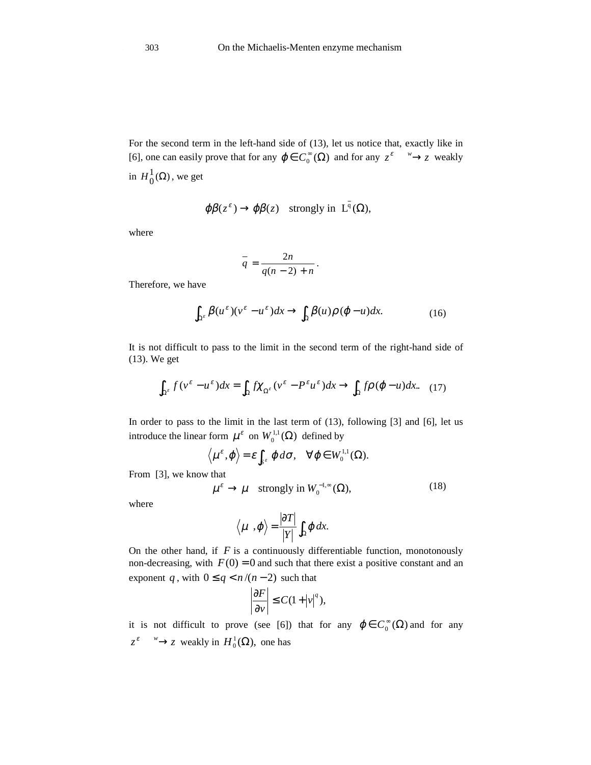For the second term in the left-hand side of (13), let us notice that, exactly like in [6], one can easily prove that for any $\varphi \in C_0^\infty(\Omega)$ and for any $z^\varepsilon \stackrel{w}{\rightarrow} z$ weakly in $H_0^1(\Omega)$, we get

$$\varphi\beta(z^\varepsilon) \to \varphi\beta(z) \quad \text{strongly in } \mathrm{L}^{\bar{q}}(\Omega),$$

where

$$\bar{q} = \frac{2n}{q(n-2)+n}.$$

Therefore, we have

$$\int_{\Omega^\varepsilon} \beta(u^\varepsilon)(v^\varepsilon - u^\varepsilon)dx \to \int_\Omega \beta(u)\rho(\varphi - u)dx. \tag{16}$$

It is not difficult to pass to the limit in the second term of the right-hand side of (13). We get

$$\int_{\Omega^\varepsilon} f(v^\varepsilon - u^\varepsilon)dx = \int_\Omega f\chi_{\Omega^\varepsilon}(v^\varepsilon - P^\varepsilon u^\varepsilon)dx \to \int_\Omega f\rho(\varphi - u)dx.. \tag{17}$$

In order to pass to the limit in the last term of (13), following [3] and [6], let us introduce the linear form $\mu^\varepsilon$ on $W_0^{1,1}(\Omega)$ defined by

$$\left\langle \mu^\varepsilon, \varphi \right\rangle = \varepsilon \int_{S^\varepsilon} \varphi \, d\sigma, \quad \forall \varphi \in W_0^{1,1}(\Omega).$$

From [3], we know that

$$\mu^\varepsilon \to \mu \quad \text{strongly in } W_0^{-1,\infty}(\Omega), \tag{18}$$

where

$$\left\langle \mu \;, \varphi \right\rangle = \frac{|\partial T|}{|Y|} \int_\Omega \varphi \, dx.$$

On the other hand, if $F$ is a continuously differentiable function, monotonously non-decreasing, with $F(0) = 0$ and such that there exist a positive constant and an exponent $q$, with $0 \le q < n/(n-2)$ such that

$$\left| \frac{\partial F}{\partial v} \right| \le C(1 + |v|^q),$$

it is not difficult to prove (see [6]) that for any $\varphi \in C_0^\infty(\Omega)$ and for any $z^\varepsilon \stackrel{w}{\rightarrow} z$ weakly in $H_0^1(\Omega)$, one has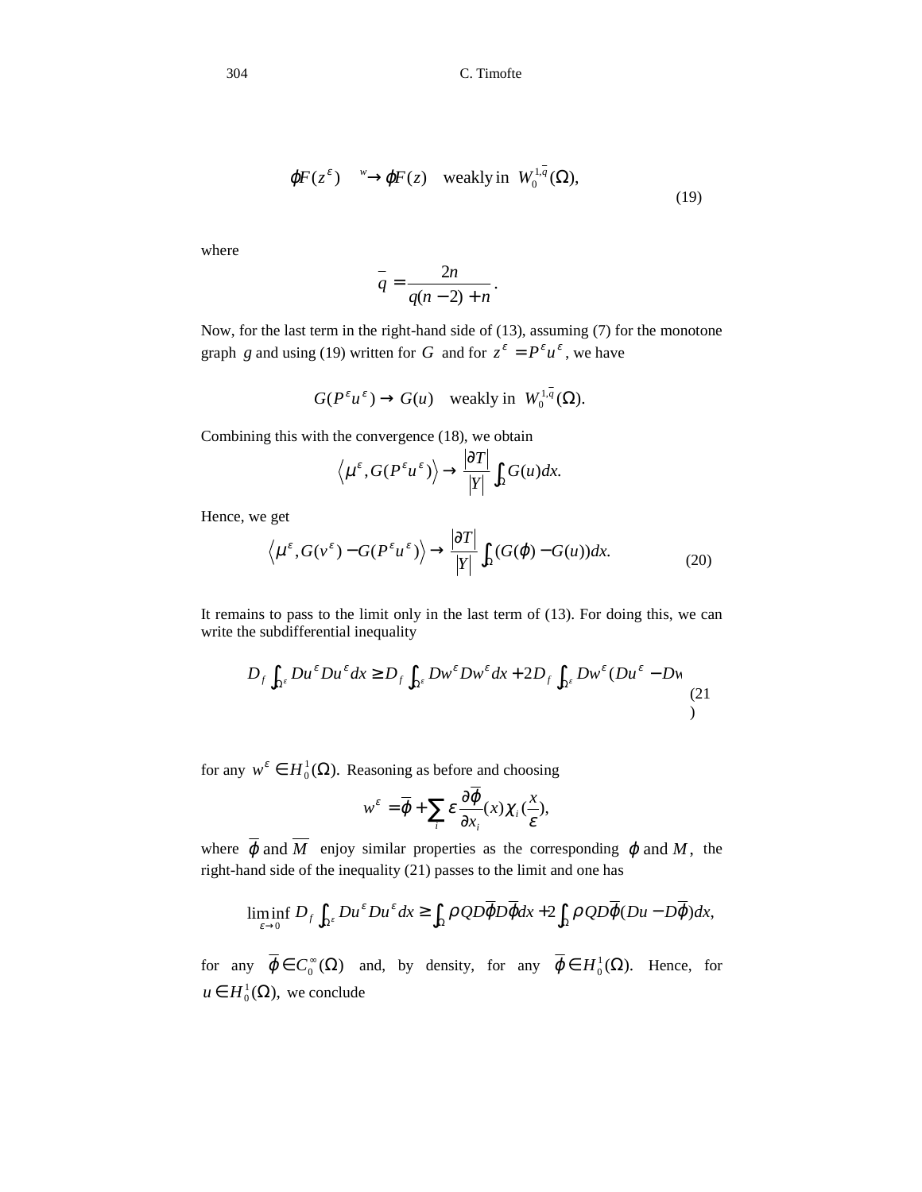$$\varphi F(z^{\varepsilon}) \quad \overset{w}{\rightarrow} \varphi F(z) \quad \text{weakly in } W_0^{1,\bar{q}}(\Omega), \tag{19}$$

where

$$\bar{q} = \frac{2n}{q(n-2)+n}.$$

Now, for the last term in the right-hand side of (13), assuming (7) for the monotone graph $g$ and using (19) written for $G$ and for $z^{\varepsilon} = P^{\varepsilon}u^{\varepsilon}$, we have

$$G(P^{\varepsilon}u^{\varepsilon}) \rightarrow G(u) \quad \text{weakly in } W_0^{1,\bar{q}}(\Omega).$$

Combining this with the convergence (18), we obtain

$$\left\langle \mu^{\varepsilon}, G(P^{\varepsilon}u^{\varepsilon}) \right\rangle \rightarrow \frac{|\partial T|}{|Y|} \int_{\Omega} G(u)dx.$$

Hence, we get

$$\left\langle \mu^{\varepsilon}, G(v^{\varepsilon}) - G(P^{\varepsilon}u^{\varepsilon}) \right\rangle \rightarrow \frac{|\partial T|}{|Y|} \int_{\Omega} (G(\varphi) - G(u))dx. \tag{20}$$

It remains to pass to the limit only in the last term of (13). For doing this, we can write the subdifferential inequality

$$D_f \int_{\Omega^{\varepsilon}} Du^{\varepsilon} Du^{\varepsilon} dx \geq D_f \int_{\Omega^{\varepsilon}} Dw^{\varepsilon} Dw^{\varepsilon} dx + 2D_f \int_{\Omega^{\varepsilon}} Dw^{\varepsilon} (Du^{\varepsilon} - Dw \tag{21}$$

for any $w^{\varepsilon} \in H_0^1(\Omega)$. Reasoning as before and choosing

$$w^{\varepsilon} = \bar{\varphi} + \sum_i \varepsilon \frac{\partial \bar{\varphi}}{\partial x_i}(x) \chi_i (\frac{x}{\varepsilon}),$$

where $\bar{\varphi}$ and $\overline{M}$ enjoy similar properties as the corresponding $\varphi$ and $M$, the right-hand side of the inequality (21) passes to the limit and one has

$$\liminf_{\varepsilon \rightarrow 0} D_f \int_{\Omega^{\varepsilon}} Du^{\varepsilon} Du^{\varepsilon} dx \geq \int_{\Omega} \rho Q D\bar{\varphi} D\bar{\varphi} dx + 2\int_{\Omega} \rho Q D\bar{\varphi}(Du - D\bar{\varphi})dx,$$

for any $\bar{\varphi} \in C_0^{\infty}(\Omega)$ and, by density, for any $\bar{\varphi} \in H_0^1(\Omega)$. Hence, for $u \in H_0^1(\Omega)$, we conclude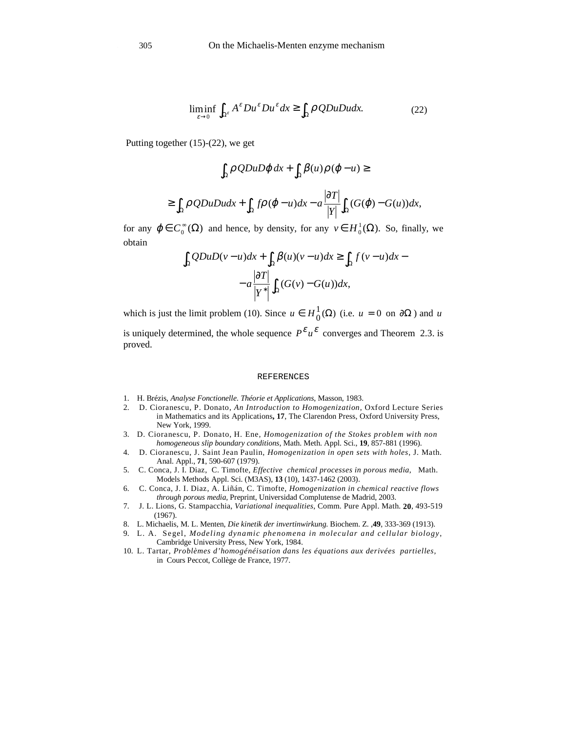$$\liminf_{\varepsilon \to 0} \int_{\Omega^\varepsilon} A^\varepsilon Du^\varepsilon Du^\varepsilon dx \geq \int_\Omega \rho QDuDudx. \tag{22}$$

Putting together (15)-(22), we get

$$\int_\Omega \rho QDuD\varphi\, dx + \int_\Omega \beta(u)\rho(\varphi - u) \geq$$

$$\geq \int_\Omega \rho QDuDudx + \int_\Omega f\rho(\varphi - u)dx - a\frac{|\partial T|}{|Y|}\int_\Omega (G(\varphi) - G(u))dx,$$

for any $\varphi \in C_0^\infty(\Omega)$ and hence, by density, for any $v \in H_0^1(\Omega)$. So, finally, we obtain

$$\int_\Omega QDuD(v-u)dx + \int_\Omega \beta(u)(v-u)dx \geq \int_\Omega f(v-u)dx -$$

$$- a\frac{|\partial T|}{|Y^*|}\int_\Omega (G(v) - G(u))dx,$$

which is just the limit problem (10). Since $u \in H_0^1(\Omega)$ (i.e. $u = 0$ on $\partial\Omega$) and $u$ is uniquely determined, the whole sequence $P^\varepsilon u^\varepsilon$ converges and Theorem 2.3. is proved.

## REFERENCES

1. H. Brézis, *Analyse Fonctionelle. Théorie et Applications*, Masson, 1983.
2. D. Cioranescu, P. Donato, *An Introduction to Homogenization*, Oxford Lecture Series in Mathematics and its Applications**, 17**, The Clarendon Press, Oxford University Press, New York, 1999.
3. D. Cioranescu, P. Donato, H. Ene, *Homogenization of the Stokes problem with non homogeneous slip boundary conditions*, Math. Meth. Appl. Sci., **19**, 857-881 (1996).
4. D. Cioranescu, J. Saint Jean Paulin, *Homogenization in open sets with holes*, J. Math. Anal. Appl., **71**, 590-607 (1979).
5. C. Conca, J. I. Diaz, C. Timofte, *Effective chemical processes in porous media*, Math. Models Methods Appl. Sci. (M3AS), **13** (10), 1437-1462 (2003).
6. C. Conca, J. I. Diaz, A. Liñán, C. Timofte, *Homogenization in chemical reactive flows through porous media*, Preprint, Universidad Complutense de Madrid, 2003.
7. J. L. Lions, G. Stampacchia, *Variational inequalities*, Comm. Pure Appl. Math. **20**, 493-519 (1967).
8. L. Michaelis, M. L. Menten, *Die kinetik der invertinwirkung.* Biochem. Z. ,**49**, 333-369 (1913).
9. L. A. Segel, *Modeling dynamic phenomena in molecular and cellular biology*, Cambridge University Press, New York, 1984.
10. L. Tartar, *Problèmes d'homogénéisation dans les équations aux derivées partielles*, in Cours Peccot, Collège de France, 1977.